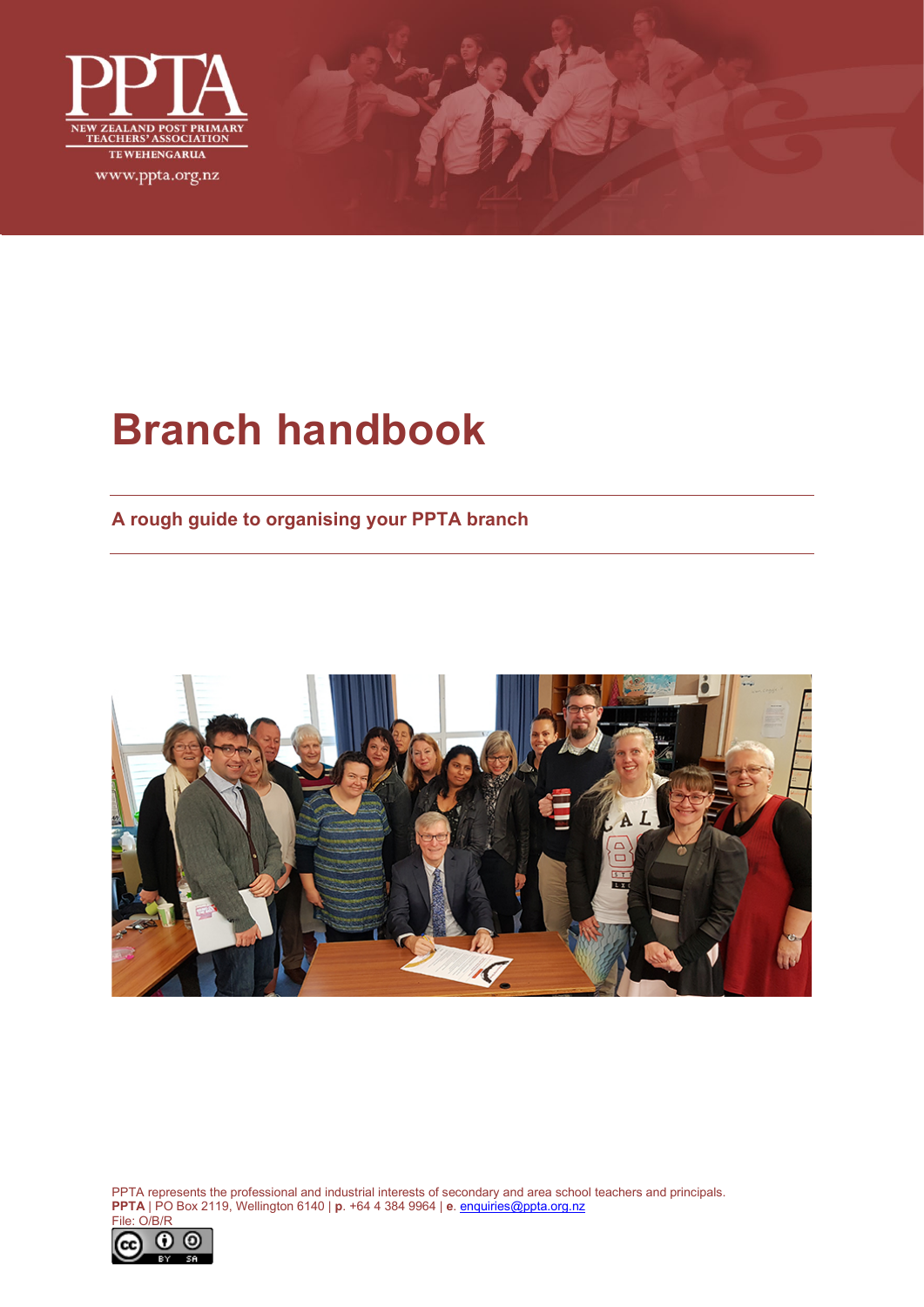PPTA

NEW ZEALAND POST PRIMARY TEACHERS' ASSOCIATION

TE WEHENGARUA

www.ppta.org.nz

# Branch handbook

## A rough guide to organising your PPTA branch

PPTA represents the professional and industrial interests of secondary and area school teachers and principals.
**PPTA** | PO Box 2119, Wellington 6140 | **p**. +64 4 384 9964 | **e**. enquiries@ppta.org.nz
File: O/B/R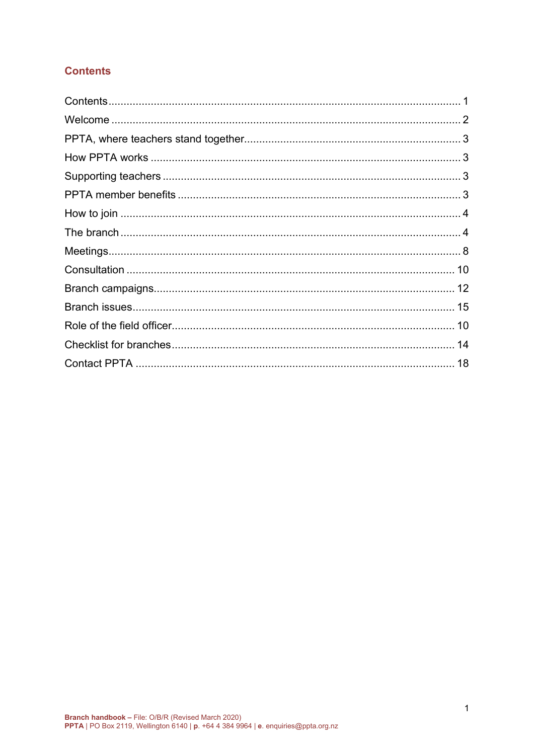## Contents

| | |
|---|---|
| Contents | 1 |
| Welcome | 2 |
| PPTA, where teachers stand together | 3 |
| How PPTA works | 3 |
| Supporting teachers | 3 |
| PPTA member benefits | 3 |
| How to join | 4 |
| The branch | 4 |
| Meetings | 8 |
| Consultation | 10 |
| Branch campaigns | 12 |
| Branch issues | 15 |
| Role of the field officer | 10 |
| Checklist for branches | 14 |
| Contact PPTA | 18 |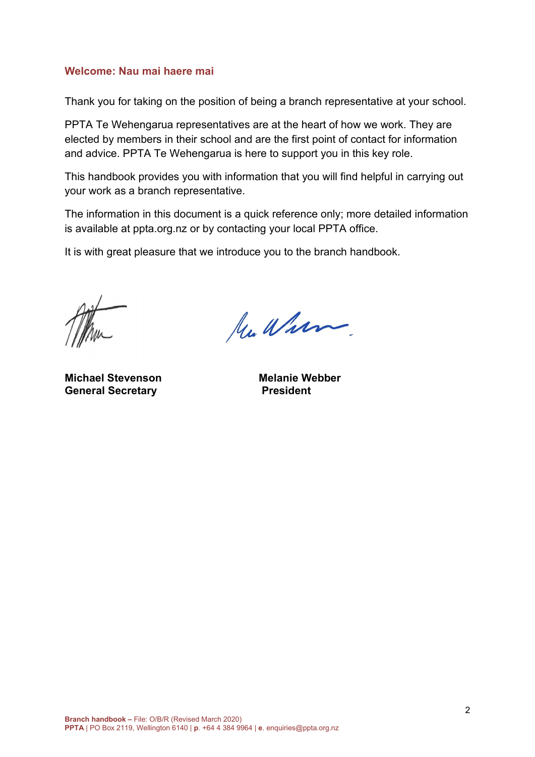## Welcome: Nau mai haere mai

Thank you for taking on the position of being a branch representative at your school.

PPTA Te Wehengarua representatives are at the heart of how we work. They are elected by members in their school and are the first point of contact for information and advice. PPTA Te Wehengarua is here to support you in this key role.

This handbook provides you with information that you will find helpful in carrying out your work as a branch representative.

The information in this document is a quick reference only; more detailed information is available at ppta.org.nz or by contacting your local PPTA office.

It is with great pleasure that we introduce you to the branch handbook.

**Michael Stevenson**
**General Secretary**

**Melanie Webber**
**President**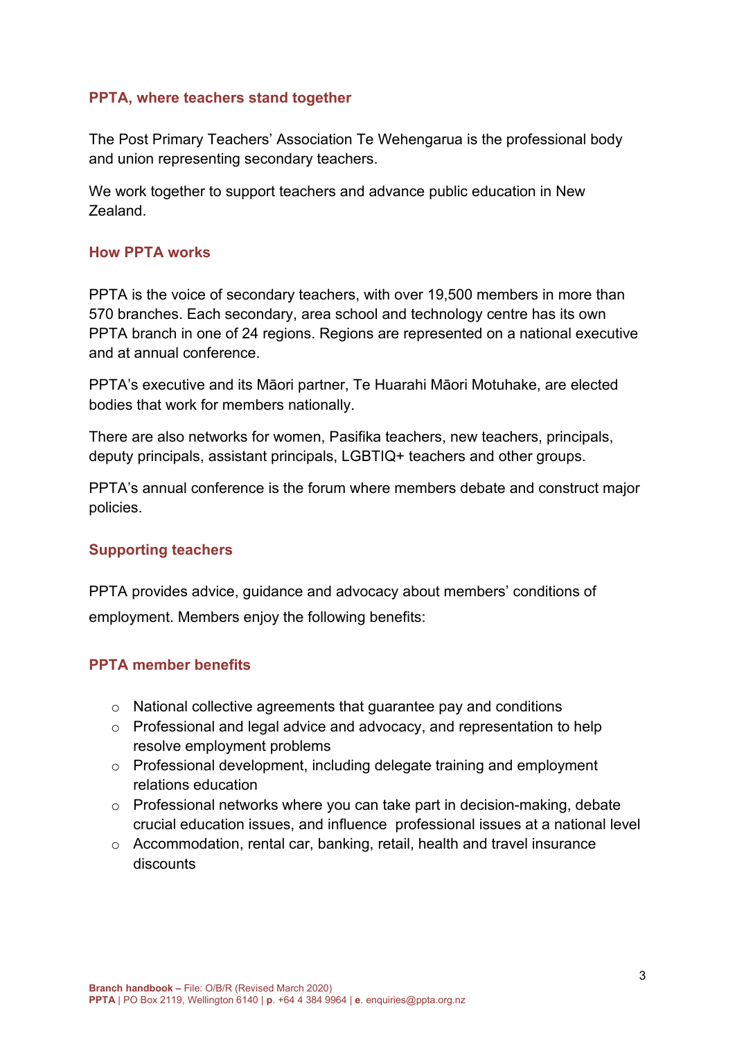## PPTA, where teachers stand together

The Post Primary Teachers' Association Te Wehengarua is the professional body and union representing secondary teachers.

We work together to support teachers and advance public education in New Zealand.

## How PPTA works

PPTA is the voice of secondary teachers, with over 19,500 members in more than 570 branches. Each secondary, area school and technology centre has its own PPTA branch in one of 24 regions. Regions are represented on a national executive and at annual conference.

PPTA's executive and its Māori partner, Te Huarahi Māori Motuhake, are elected bodies that work for members nationally.

There are also networks for women, Pasifika teachers, new teachers, principals, deputy principals, assistant principals, LGBTIQ+ teachers and other groups.

PPTA's annual conference is the forum where members debate and construct major policies.

## Supporting teachers

PPTA provides advice, guidance and advocacy about members' conditions of employment. Members enjoy the following benefits:

## PPTA member benefits

- National collective agreements that guarantee pay and conditions
- Professional and legal advice and advocacy, and representation to help resolve employment problems
- Professional development, including delegate training and employment relations education
- Professional networks where you can take part in decision-making, debate crucial education issues, and influence professional issues at a national level
- Accommodation, rental car, banking, retail, health and travel insurance discounts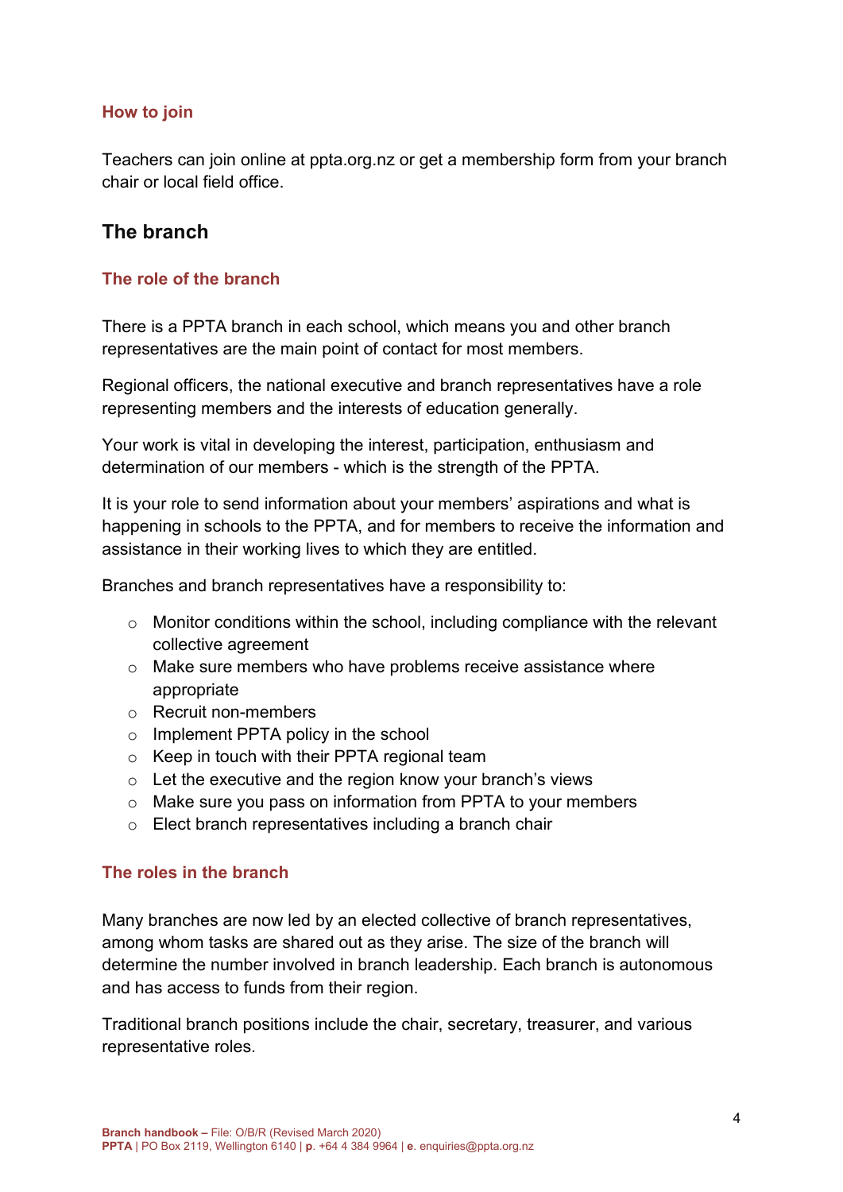### How to join

Teachers can join online at ppta.org.nz or get a membership form from your branch chair or local field office.

## The branch

### The role of the branch

There is a PPTA branch in each school, which means you and other branch representatives are the main point of contact for most members.

Regional officers, the national executive and branch representatives have a role representing members and the interests of education generally.

Your work is vital in developing the interest, participation, enthusiasm and determination of our members - which is the strength of the PPTA.

It is your role to send information about your members' aspirations and what is happening in schools to the PPTA, and for members to receive the information and assistance in their working lives to which they are entitled.

Branches and branch representatives have a responsibility to:

- Monitor conditions within the school, including compliance with the relevant collective agreement
- Make sure members who have problems receive assistance where appropriate
- Recruit non-members
- Implement PPTA policy in the school
- Keep in touch with their PPTA regional team
- Let the executive and the region know your branch's views
- Make sure you pass on information from PPTA to your members
- Elect branch representatives including a branch chair

### The roles in the branch

Many branches are now led by an elected collective of branch representatives, among whom tasks are shared out as they arise. The size of the branch will determine the number involved in branch leadership. Each branch is autonomous and has access to funds from their region.

Traditional branch positions include the chair, secretary, treasurer, and various representative roles.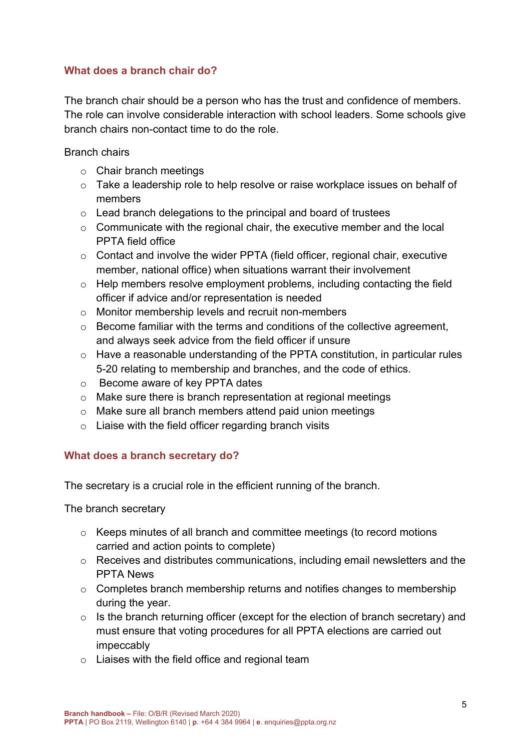## What does a branch chair do?

The branch chair should be a person who has the trust and confidence of members. The role can involve considerable interaction with school leaders. Some schools give branch chairs non-contact time to do the role.

Branch chairs

- Chair branch meetings
- Take a leadership role to help resolve or raise workplace issues on behalf of members
- Lead branch delegations to the principal and board of trustees
- Communicate with the regional chair, the executive member and the local PPTA field office
- Contact and involve the wider PPTA (field officer, regional chair, executive member, national office) when situations warrant their involvement
- Help members resolve employment problems, including contacting the field officer if advice and/or representation is needed
- Monitor membership levels and recruit non-members
- Become familiar with the terms and conditions of the collective agreement, and always seek advice from the field officer if unsure
- Have a reasonable understanding of the PPTA constitution, in particular rules 5-20 relating to membership and branches, and the code of ethics.
- Become aware of key PPTA dates
- Make sure there is branch representation at regional meetings
- Make sure all branch members attend paid union meetings
- Liaise with the field officer regarding branch visits

## What does a branch secretary do?

The secretary is a crucial role in the efficient running of the branch.

The branch secretary

- Keeps minutes of all branch and committee meetings (to record motions carried and action points to complete)
- Receives and distributes communications, including email newsletters and the PPTA News
- Completes branch membership returns and notifies changes to membership during the year.
- Is the branch returning officer (except for the election of branch secretary) and must ensure that voting procedures for all PPTA elections are carried out impeccably
- Liaises with the field office and regional team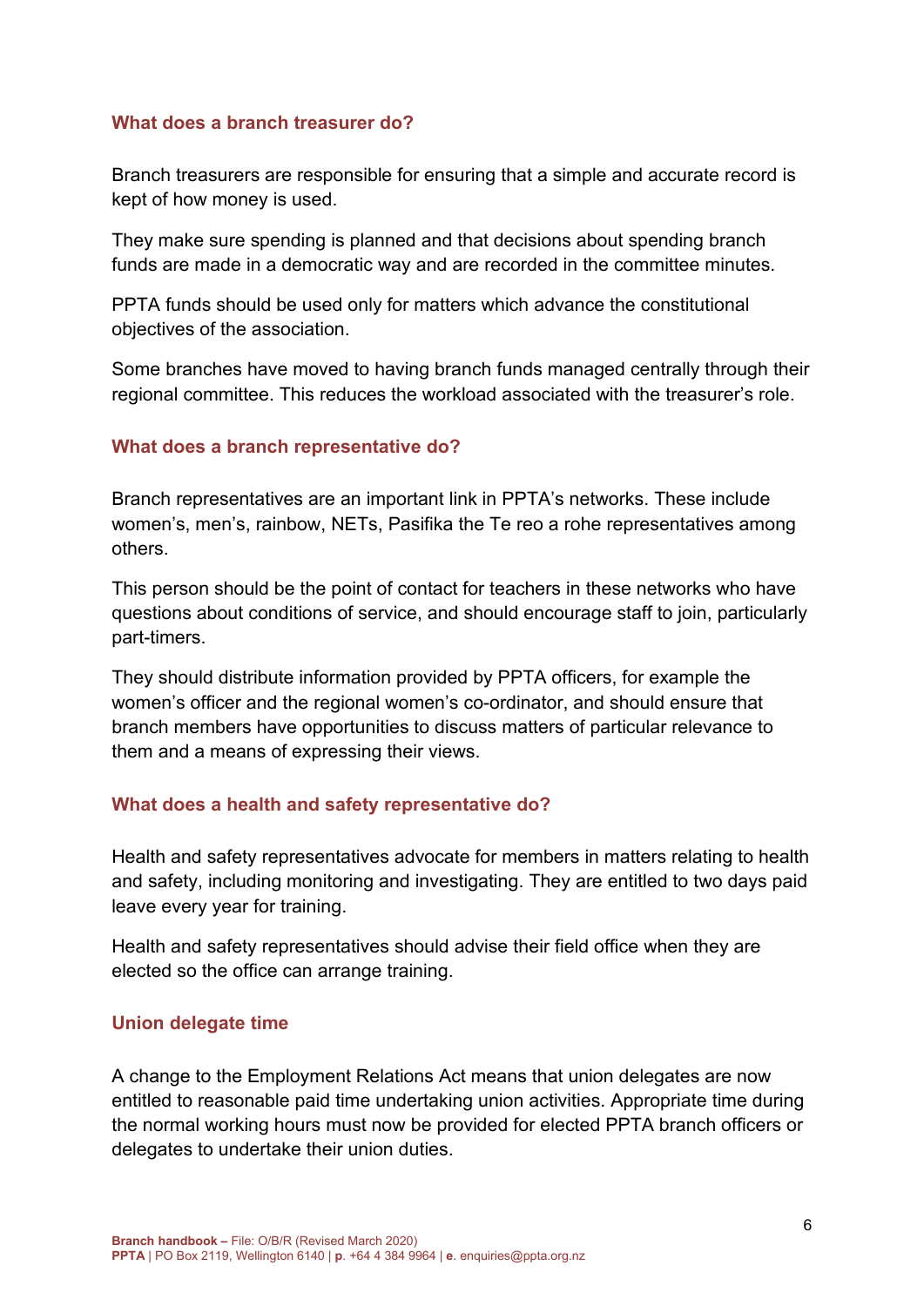### What does a branch treasurer do?

Branch treasurers are responsible for ensuring that a simple and accurate record is kept of how money is used.

They make sure spending is planned and that decisions about spending branch funds are made in a democratic way and are recorded in the committee minutes.

PPTA funds should be used only for matters which advance the constitutional objectives of the association.

Some branches have moved to having branch funds managed centrally through their regional committee. This reduces the workload associated with the treasurer's role.

### What does a branch representative do?

Branch representatives are an important link in PPTA's networks. These include women's, men's, rainbow, NETs, Pasifika the Te reo a rohe representatives among others.

This person should be the point of contact for teachers in these networks who have questions about conditions of service, and should encourage staff to join, particularly part-timers.

They should distribute information provided by PPTA officers, for example the women's officer and the regional women's co-ordinator, and should ensure that branch members have opportunities to discuss matters of particular relevance to them and a means of expressing their views.

### What does a health and safety representative do?

Health and safety representatives advocate for members in matters relating to health and safety, including monitoring and investigating. They are entitled to two days paid leave every year for training.

Health and safety representatives should advise their field office when they are elected so the office can arrange training.

### Union delegate time

A change to the Employment Relations Act means that union delegates are now entitled to reasonable paid time undertaking union activities. Appropriate time during the normal working hours must now be provided for elected PPTA branch officers or delegates to undertake their union duties.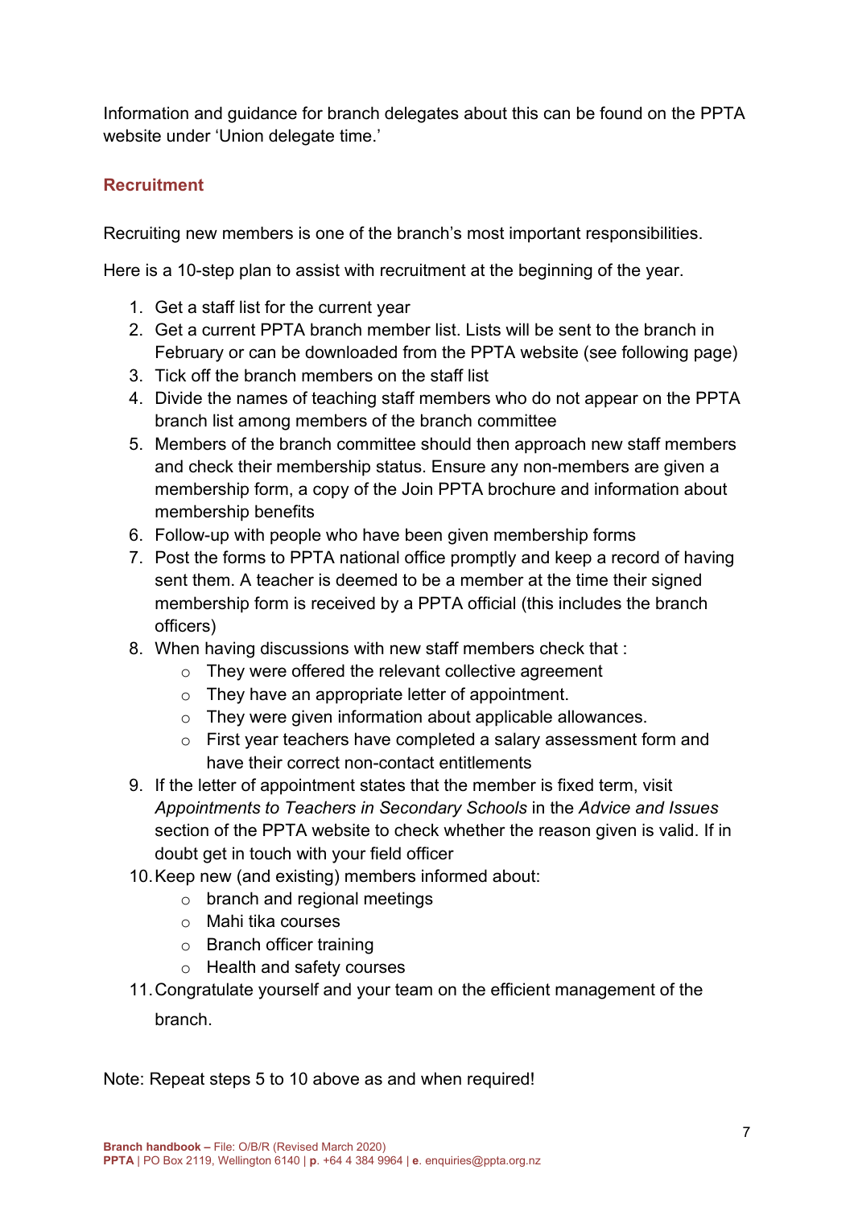Information and guidance for branch delegates about this can be found on the PPTA website under 'Union delegate time.'

## Recruitment

Recruiting new members is one of the branch's most important responsibilities.

Here is a 10-step plan to assist with recruitment at the beginning of the year.

1. Get a staff list for the current year
2. Get a current PPTA branch member list. Lists will be sent to the branch in February or can be downloaded from the PPTA website (see following page)
3. Tick off the branch members on the staff list
4. Divide the names of teaching staff members who do not appear on the PPTA branch list among members of the branch committee
5. Members of the branch committee should then approach new staff members and check their membership status. Ensure any non-members are given a membership form, a copy of the Join PPTA brochure and information about membership benefits
6. Follow-up with people who have been given membership forms
7. Post the forms to PPTA national office promptly and keep a record of having sent them. A teacher is deemed to be a member at the time their signed membership form is received by a PPTA official (this includes the branch officers)
8. When having discussions with new staff members check that :
   - They were offered the relevant collective agreement
   - They have an appropriate letter of appointment.
   - They were given information about applicable allowances.
   - First year teachers have completed a salary assessment form and have their correct non-contact entitlements
9. If the letter of appointment states that the member is fixed term, visit *Appointments to Teachers in Secondary Schools* in the *Advice and Issues* section of the PPTA website to check whether the reason given is valid. If in doubt get in touch with your field officer
10. Keep new (and existing) members informed about:
    - branch and regional meetings
    - Mahi tika courses
    - Branch officer training
    - Health and safety courses
11. Congratulate yourself and your team on the efficient management of the branch.

Note: Repeat steps 5 to 10 above as and when required!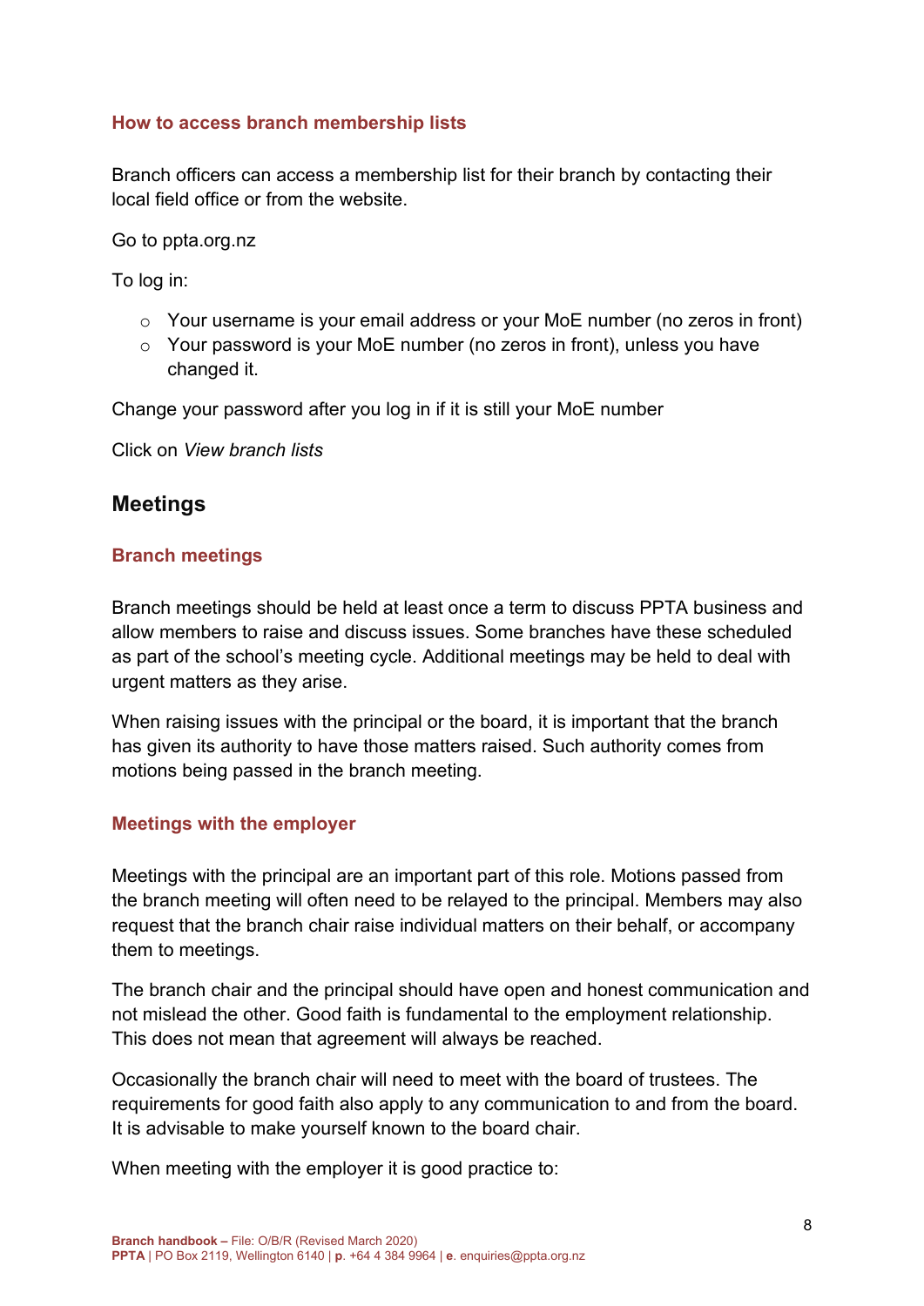### How to access branch membership lists

Branch officers can access a membership list for their branch by contacting their local field office or from the website.

Go to ppta.org.nz

To log in:

- Your username is your email address or your MoE number (no zeros in front)
- Your password is your MoE number (no zeros in front), unless you have changed it.

Change your password after you log in if it is still your MoE number

Click on *View branch lists*

## Meetings

### Branch meetings

Branch meetings should be held at least once a term to discuss PPTA business and allow members to raise and discuss issues. Some branches have these scheduled as part of the school's meeting cycle. Additional meetings may be held to deal with urgent matters as they arise.

When raising issues with the principal or the board, it is important that the branch has given its authority to have those matters raised. Such authority comes from motions being passed in the branch meeting.

### Meetings with the employer

Meetings with the principal are an important part of this role. Motions passed from the branch meeting will often need to be relayed to the principal. Members may also request that the branch chair raise individual matters on their behalf, or accompany them to meetings.

The branch chair and the principal should have open and honest communication and not mislead the other. Good faith is fundamental to the employment relationship. This does not mean that agreement will always be reached.

Occasionally the branch chair will need to meet with the board of trustees. The requirements for good faith also apply to any communication to and from the board. It is advisable to make yourself known to the board chair.

When meeting with the employer it is good practice to: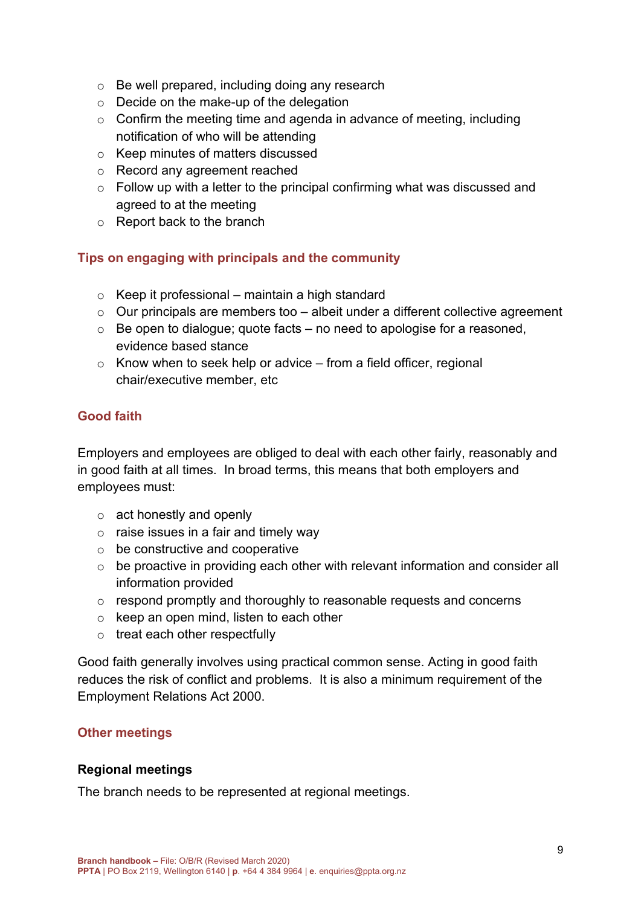- Be well prepared, including doing any research
- Decide on the make-up of the delegation
- Confirm the meeting time and agenda in advance of meeting, including notification of who will be attending
- Keep minutes of matters discussed
- Record any agreement reached
- Follow up with a letter to the principal confirming what was discussed and agreed to at the meeting
- Report back to the branch

### Tips on engaging with principals and the community

- Keep it professional – maintain a high standard
- Our principals are members too – albeit under a different collective agreement
- Be open to dialogue; quote facts – no need to apologise for a reasoned, evidence based stance
- Know when to seek help or advice – from a field officer, regional chair/executive member, etc

### Good faith

Employers and employees are obliged to deal with each other fairly, reasonably and in good faith at all times. In broad terms, this means that both employers and employees must:

- act honestly and openly
- raise issues in a fair and timely way
- be constructive and cooperative
- be proactive in providing each other with relevant information and consider all information provided
- respond promptly and thoroughly to reasonable requests and concerns
- keep an open mind, listen to each other
- treat each other respectfully

Good faith generally involves using practical common sense. Acting in good faith reduces the risk of conflict and problems. It is also a minimum requirement of the Employment Relations Act 2000.

### Other meetings

#### Regional meetings

The branch needs to be represented at regional meetings.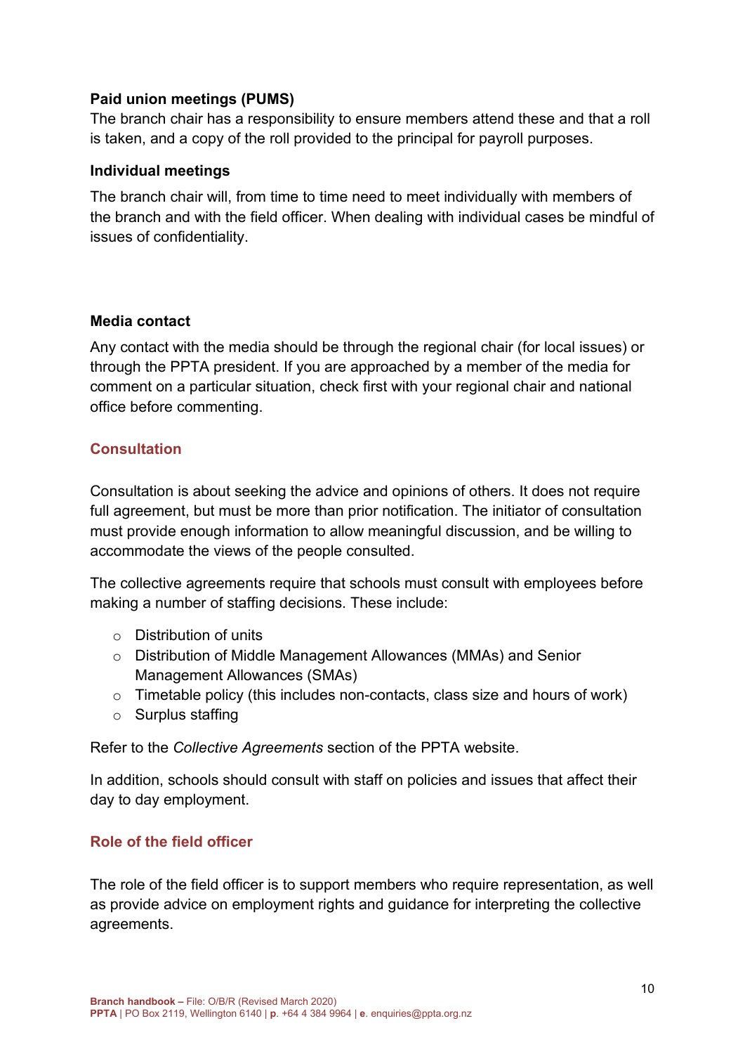#### Paid union meetings (PUMS)

The branch chair has a responsibility to ensure members attend these and that a roll is taken, and a copy of the roll provided to the principal for payroll purposes.

#### Individual meetings

The branch chair will, from time to time need to meet individually with members of the branch and with the field officer. When dealing with individual cases be mindful of issues of confidentiality.

#### Media contact

Any contact with the media should be through the regional chair (for local issues) or through the PPTA president. If you are approached by a member of the media for comment on a particular situation, check first with your regional chair and national office before commenting.

### Consultation

Consultation is about seeking the advice and opinions of others. It does not require full agreement, but must be more than prior notification. The initiator of consultation must provide enough information to allow meaningful discussion, and be willing to accommodate the views of the people consulted.

The collective agreements require that schools must consult with employees before making a number of staffing decisions. These include:

- Distribution of units
- Distribution of Middle Management Allowances (MMAs) and Senior Management Allowances (SMAs)
- Timetable policy (this includes non-contacts, class size and hours of work)
- Surplus staffing

Refer to the *Collective Agreements* section of the PPTA website.

In addition, schools should consult with staff on policies and issues that affect their day to day employment.

### Role of the field officer

The role of the field officer is to support members who require representation, as well as provide advice on employment rights and guidance for interpreting the collective agreements.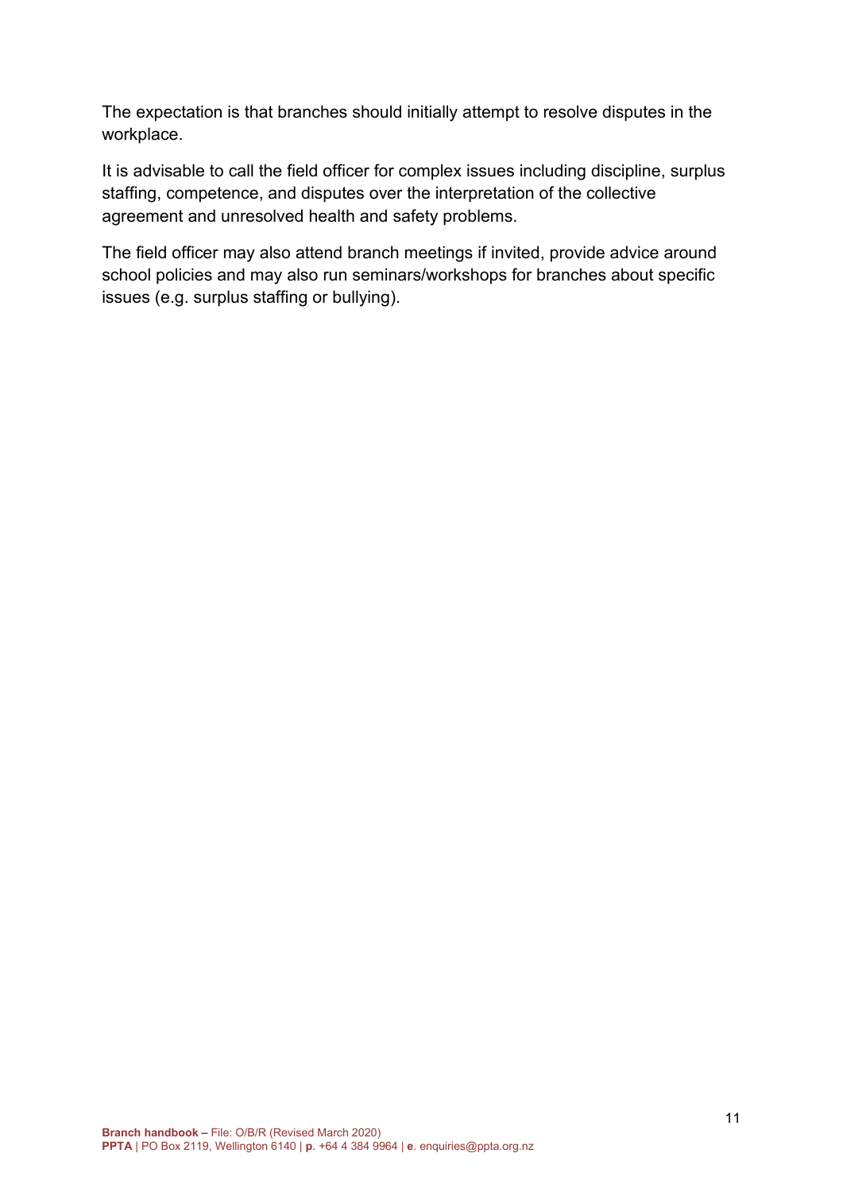The expectation is that branches should initially attempt to resolve disputes in the workplace.

It is advisable to call the field officer for complex issues including discipline, surplus staffing, competence, and disputes over the interpretation of the collective agreement and unresolved health and safety problems.

The field officer may also attend branch meetings if invited, provide advice around school policies and may also run seminars/workshops for branches about specific issues (e.g. surplus staffing or bullying).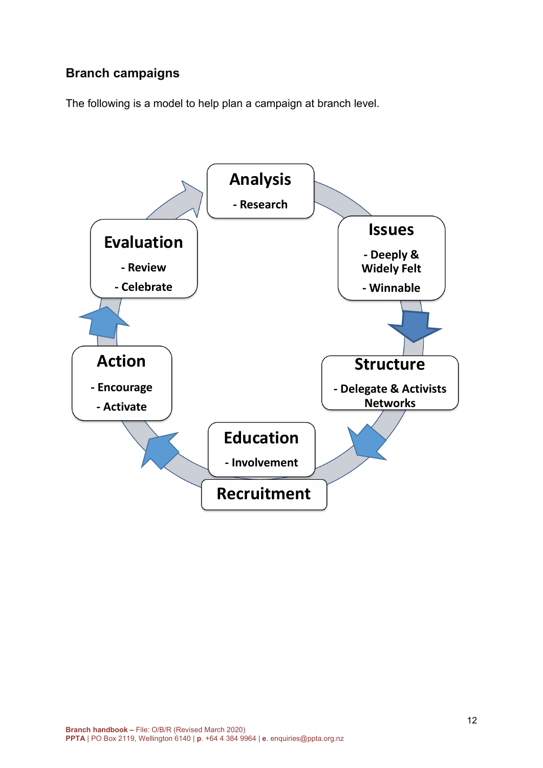## Branch campaigns

The following is a model to help plan a campaign at branch level.

**Analysis**
- Research

**Issues**
- Deeply & Widely Felt
- Winnable

**Structure**
- Delegate & Activists Networks

**Education**
- Involvement

**Recruitment**

**Action**
- Encourage
- Activate

**Evaluation**
- Review
- Celebrate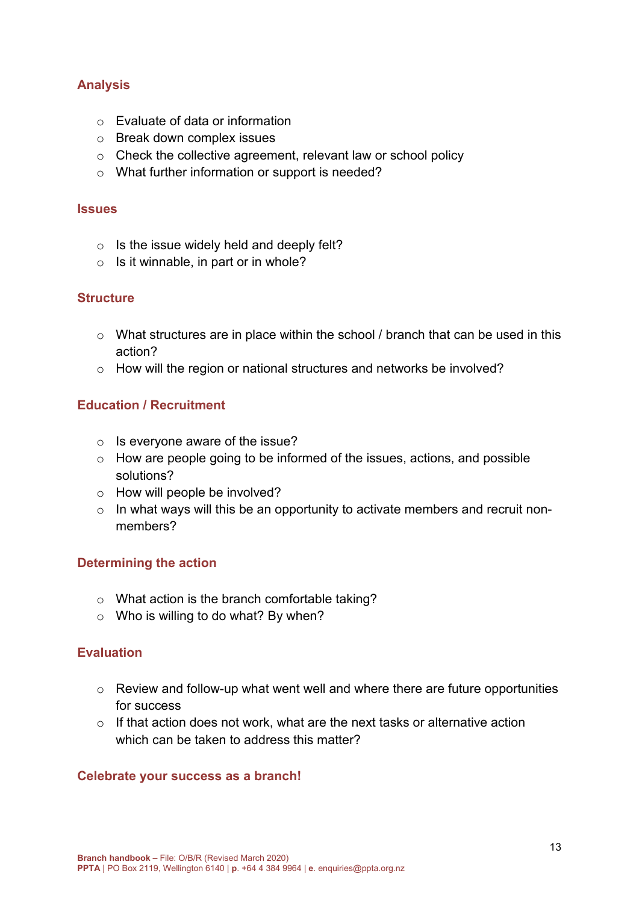### Analysis

- Evaluate of data or information
- Break down complex issues
- Check the collective agreement, relevant law or school policy
- What further information or support is needed?

### Issues

- Is the issue widely held and deeply felt?
- Is it winnable, in part or in whole?

### Structure

- What structures are in place within the school / branch that can be used in this action?
- How will the region or national structures and networks be involved?

### Education / Recruitment

- Is everyone aware of the issue?
- How are people going to be informed of the issues, actions, and possible solutions?
- How will people be involved?
- In what ways will this be an opportunity to activate members and recruit non-members?

### Determining the action

- What action is the branch comfortable taking?
- Who is willing to do what? By when?

### Evaluation

- Review and follow-up what went well and where there are future opportunities for success
- If that action does not work, what are the next tasks or alternative action which can be taken to address this matter?

### Celebrate your success as a branch!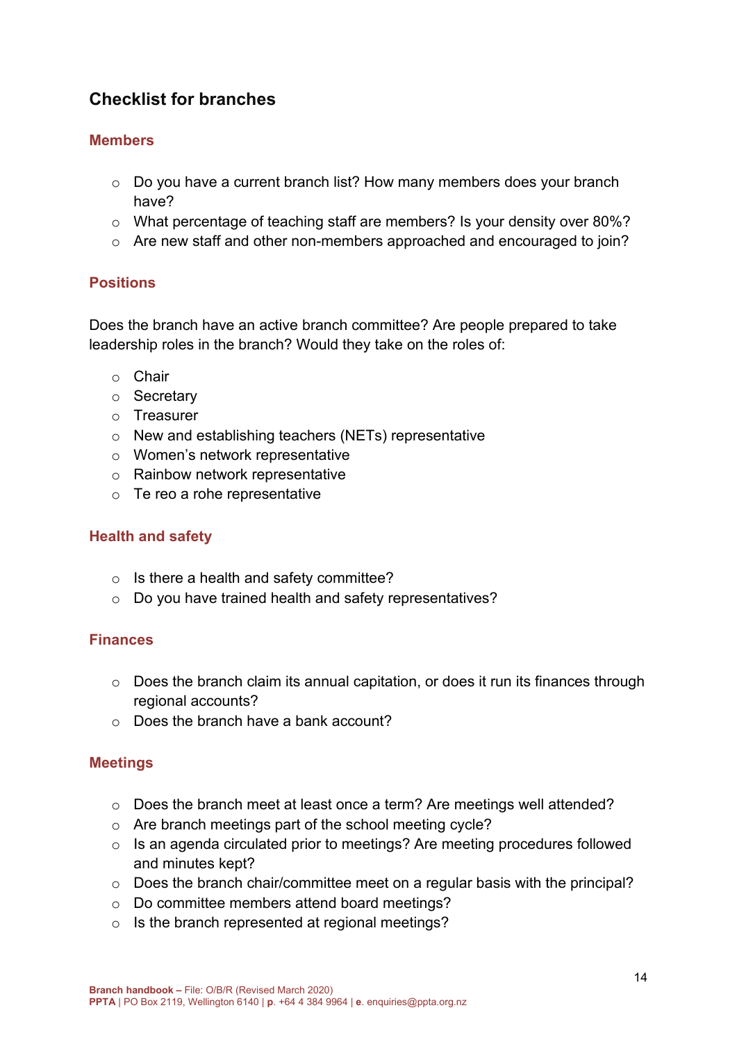## Checklist for branches

### Members

- Do you have a current branch list? How many members does your branch have?
- What percentage of teaching staff are members? Is your density over 80%?
- Are new staff and other non-members approached and encouraged to join?

### Positions

Does the branch have an active branch committee? Are people prepared to take leadership roles in the branch? Would they take on the roles of:

- Chair
- Secretary
- Treasurer
- New and establishing teachers (NETs) representative
- Women's network representative
- Rainbow network representative
- Te reo a rohe representative

### Health and safety

- Is there a health and safety committee?
- Do you have trained health and safety representatives?

### Finances

- Does the branch claim its annual capitation, or does it run its finances through regional accounts?
- Does the branch have a bank account?

### Meetings

- Does the branch meet at least once a term? Are meetings well attended?
- Are branch meetings part of the school meeting cycle?
- Is an agenda circulated prior to meetings? Are meeting procedures followed and minutes kept?
- Does the branch chair/committee meet on a regular basis with the principal?
- Do committee members attend board meetings?
- Is the branch represented at regional meetings?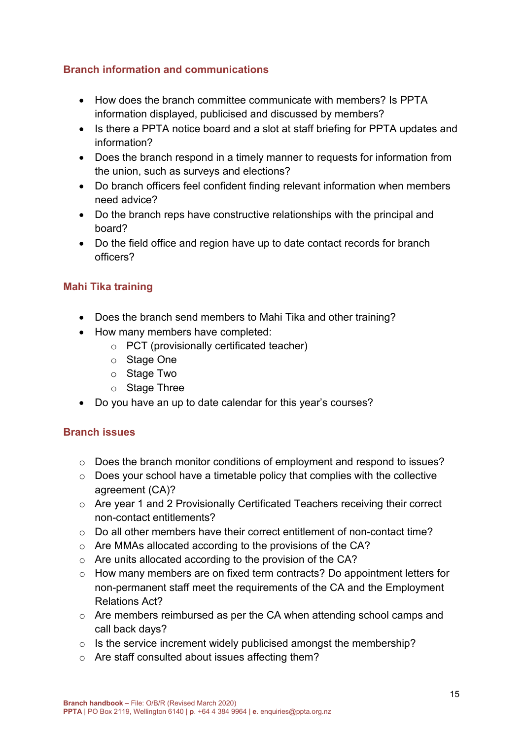## Branch information and communications

- How does the branch committee communicate with members? Is PPTA information displayed, publicised and discussed by members?
- Is there a PPTA notice board and a slot at staff briefing for PPTA updates and information?
- Does the branch respond in a timely manner to requests for information from the union, such as surveys and elections?
- Do branch officers feel confident finding relevant information when members need advice?
- Do the branch reps have constructive relationships with the principal and board?
- Do the field office and region have up to date contact records for branch officers?

## Mahi Tika training

- Does the branch send members to Mahi Tika and other training?
- How many members have completed:
    - PCT (provisionally certificated teacher)
    - Stage One
    - Stage Two
    - Stage Three
- Do you have an up to date calendar for this year's courses?

## Branch issues

- Does the branch monitor conditions of employment and respond to issues?
- Does your school have a timetable policy that complies with the collective agreement (CA)?
- Are year 1 and 2 Provisionally Certificated Teachers receiving their correct non-contact entitlements?
- Do all other members have their correct entitlement of non-contact time?
- Are MMAs allocated according to the provisions of the CA?
- Are units allocated according to the provision of the CA?
- How many members are on fixed term contracts? Do appointment letters for non-permanent staff meet the requirements of the CA and the Employment Relations Act?
- Are members reimbursed as per the CA when attending school camps and call back days?
- Is the service increment widely publicised amongst the membership?
- Are staff consulted about issues affecting them?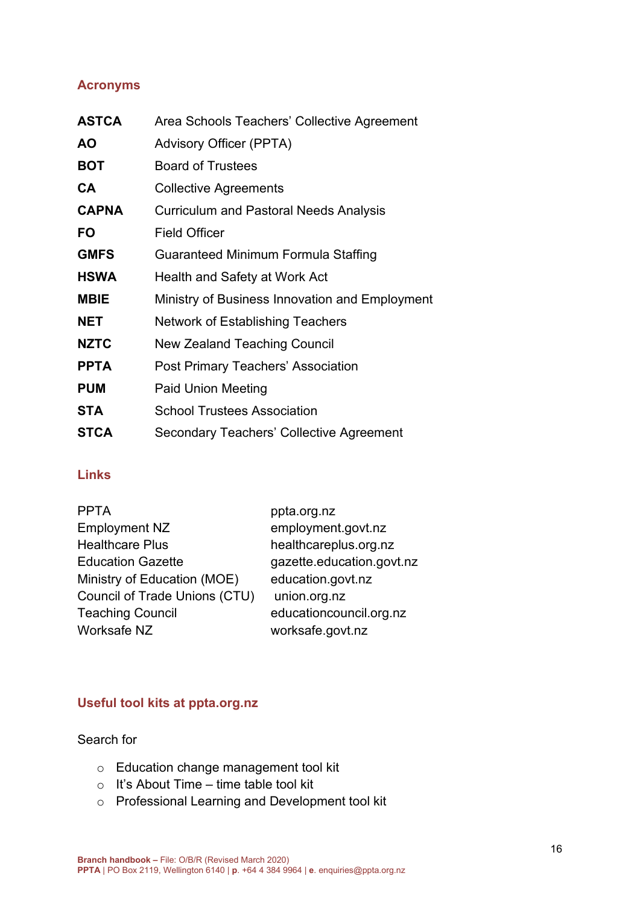## Acronyms

| | |
|---|---|
| **ASTCA** | Area Schools Teachers' Collective Agreement |
| **AO** | Advisory Officer (PPTA) |
| **BOT** | Board of Trustees |
| **CA** | Collective Agreements |
| **CAPNA** | Curriculum and Pastoral Needs Analysis |
| **FO** | Field Officer |
| **GMFS** | Guaranteed Minimum Formula Staffing |
| **HSWA** | Health and Safety at Work Act |
| **MBIE** | Ministry of Business Innovation and Employment |
| **NET** | Network of Establishing Teachers |
| **NZTC** | New Zealand Teaching Council |
| **PPTA** | Post Primary Teachers' Association |
| **PUM** | Paid Union Meeting |
| **STA** | School Trustees Association |
| **STCA** | Secondary Teachers' Collective Agreement |

## Links

| | |
|---|---|
| PPTA | ppta.org.nz |
| Employment NZ | employment.govt.nz |
| Healthcare Plus | healthcareplus.org.nz |
| Education Gazette | gazette.education.govt.nz |
| Ministry of Education (MOE) | education.govt.nz |
| Council of Trade Unions (CTU) | union.org.nz |
| Teaching Council | educationcouncil.org.nz |
| Worksafe NZ | worksafe.govt.nz |

## Useful tool kits at ppta.org.nz

Search for

- Education change management tool kit
- It's About Time – time table tool kit
- Professional Learning and Development tool kit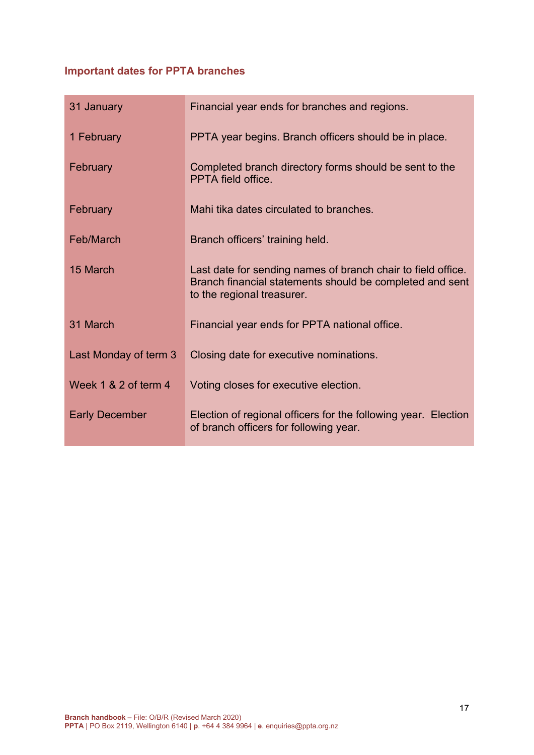## Important dates for PPTA branches

| | |
|---|---|
| 31 January | Financial year ends for branches and regions. |
| 1 February | PPTA year begins. Branch officers should be in place. |
| February | Completed branch directory forms should be sent to the PPTA field office. |
| February | Mahi tika dates circulated to branches. |
| Feb/March | Branch officers' training held. |
| 15 March | Last date for sending names of branch chair to field office. Branch financial statements should be completed and sent to the regional treasurer. |
| 31 March | Financial year ends for PPTA national office. |
| Last Monday of term 3 | Closing date for executive nominations. |
| Week 1 & 2 of term 4 | Voting closes for executive election. |
| Early December | Election of regional officers for the following year. Election of branch officers for following year. |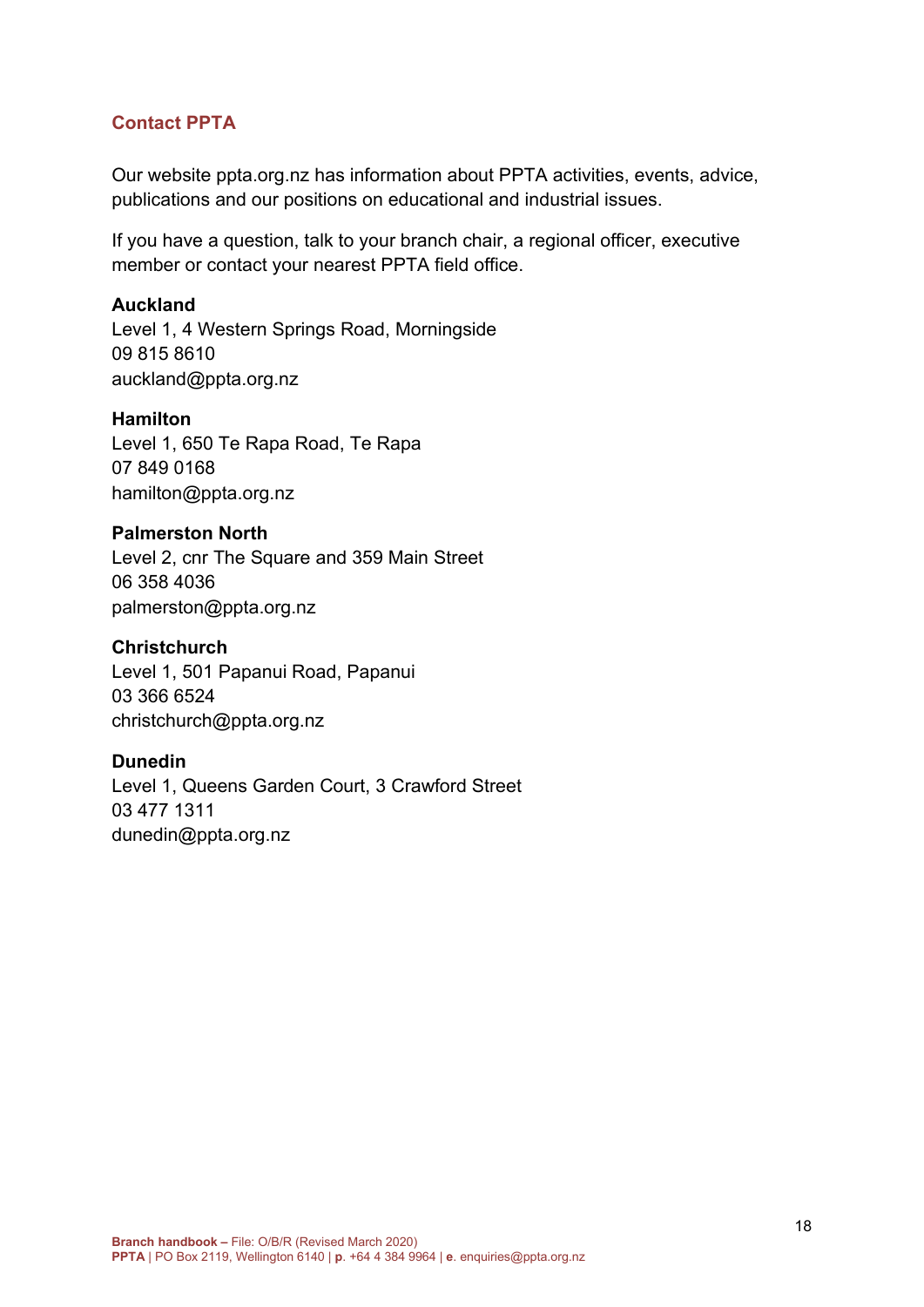## Contact PPTA

Our website ppta.org.nz has information about PPTA activities, events, advice, publications and our positions on educational and industrial issues.

If you have a question, talk to your branch chair, a regional officer, executive member or contact your nearest PPTA field office.

**Auckland**
Level 1, 4 Western Springs Road, Morningside
09 815 8610
auckland@ppta.org.nz

**Hamilton**
Level 1, 650 Te Rapa Road, Te Rapa
07 849 0168
hamilton@ppta.org.nz

**Palmerston North**
Level 2, cnr The Square and 359 Main Street
06 358 4036
palmerston@ppta.org.nz

**Christchurch**
Level 1, 501 Papanui Road, Papanui
03 366 6524
christchurch@ppta.org.nz

**Dunedin**
Level 1, Queens Garden Court, 3 Crawford Street
03 477 1311
dunedin@ppta.org.nz